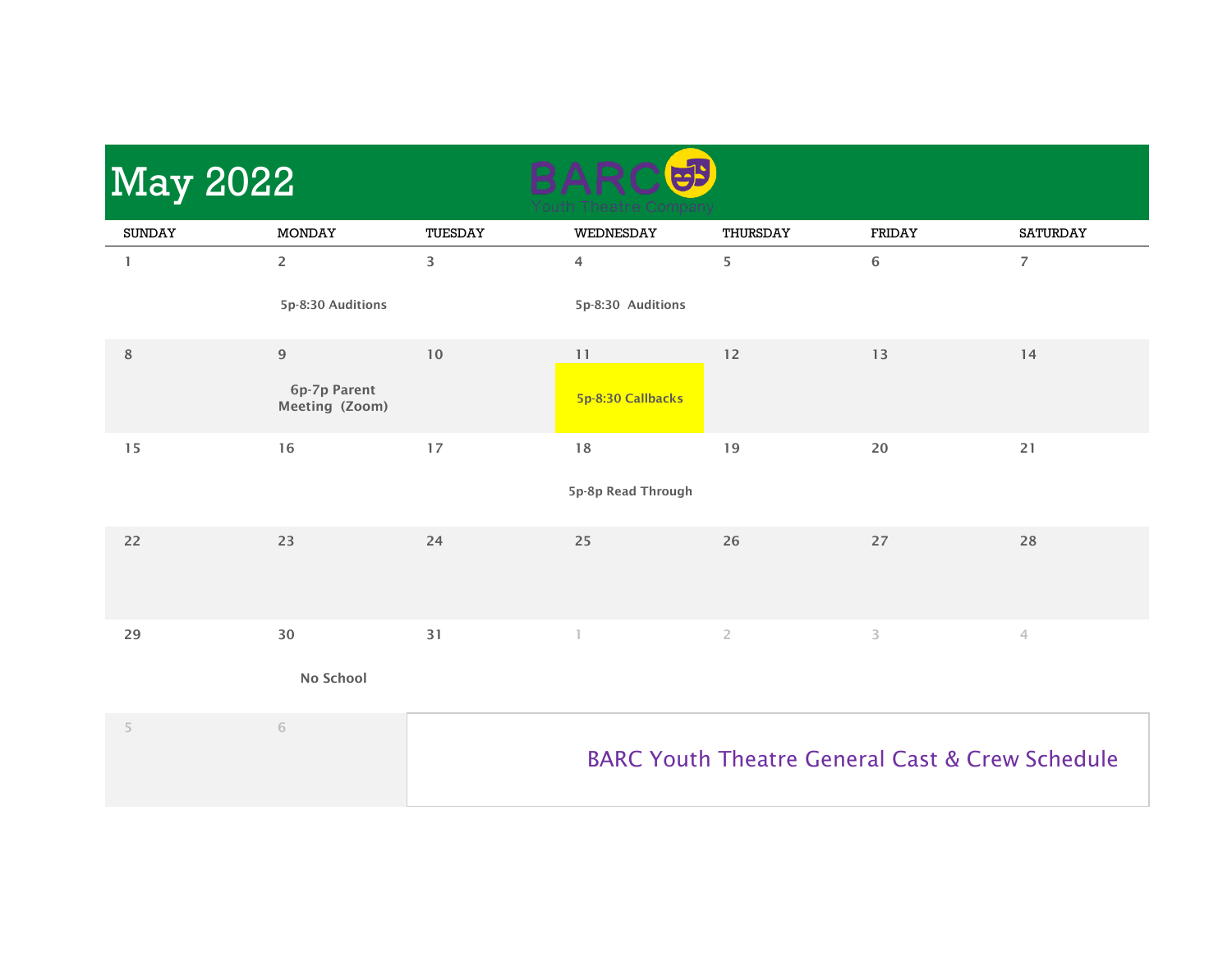# May 2022

BARC Youth Theatre Company

| SUNDAY | MONDAY | TUESDAY | WEDNESDAY | THURSDAY | FRIDAY | SATURDAY |
|---|---|---|---|---|---|---|
| 1 | 2<br>5p-8:30 Auditions | 3 | 4<br>5p-8:30 Auditions | 5 | 6 | 7 |
| 8 | 9<br>6p-7p Parent Meeting (Zoom) | 10 | 11<br>5p-8:30 Callbacks | 12 | 13 | 14 |
| 15 | 16 | 17 | 18<br>5p-8p Read Through | 19 | 20 | 21 |
| 22 | 23 | 24 | 25 | 26 | 27 | 28 |
| 29 | 30<br>No School | 31 | 1 | 2 | 3 | 4 |
| 5 | 6 | | | | | |

BARC Youth Theatre General Cast & Crew Schedule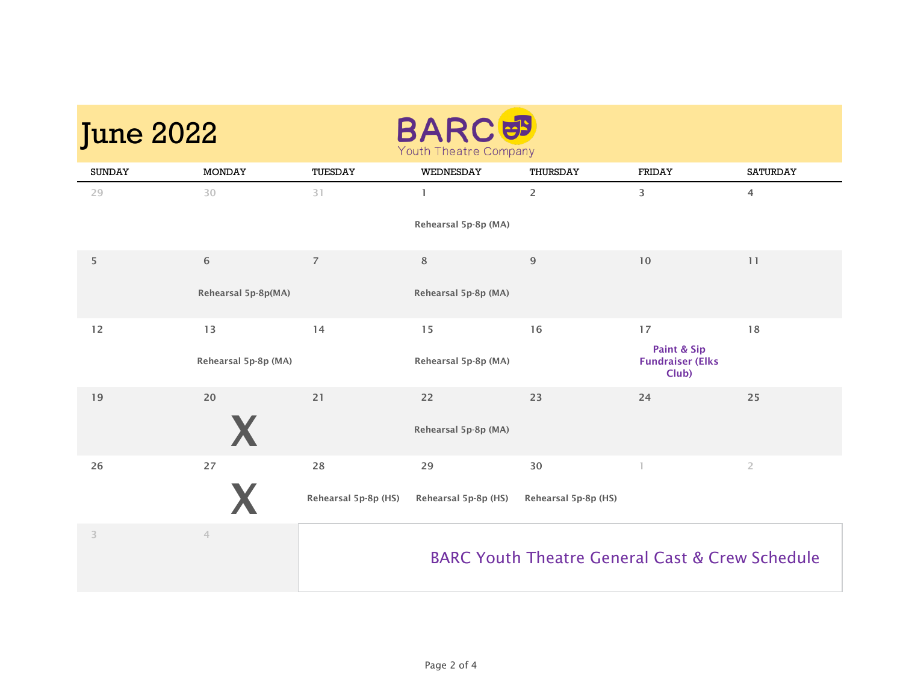# June 2022

BARC Youth Theatre Company

| SUNDAY | MONDAY | TUESDAY | WEDNESDAY | THURSDAY | FRIDAY | SATURDAY |
|---|---|---|---|---|---|---|
| 29 | 30 | 31 | 1<br>Rehearsal 5p-8p (MA) | 2 | 3 | 4 |
| 5 | 6<br>Rehearsal 5p-8p(MA) | 7 | 8<br>Rehearsal 5p-8p (MA) | 9 | 10 | 11 |
| 12 | 13<br>Rehearsal 5p-8p (MA) | 14 | 15<br>Rehearsal 5p-8p (MA) | 16 | 17<br>**Paint & Sip Fundraiser (Elks Club)** | 18 |
| 19 | 20<br>X | 21 | 22<br>Rehearsal 5p-8p (MA) | 23 | 24 | 25 |
| 26 | 27<br>X | 28<br>Rehearsal 5p-8p (HS) | 29<br>Rehearsal 5p-8p (HS) | 30<br>Rehearsal 5p-8p (HS) | 1 | 2 |
| 3 | 4 | | | | | |

BARC Youth Theatre General Cast & Crew Schedule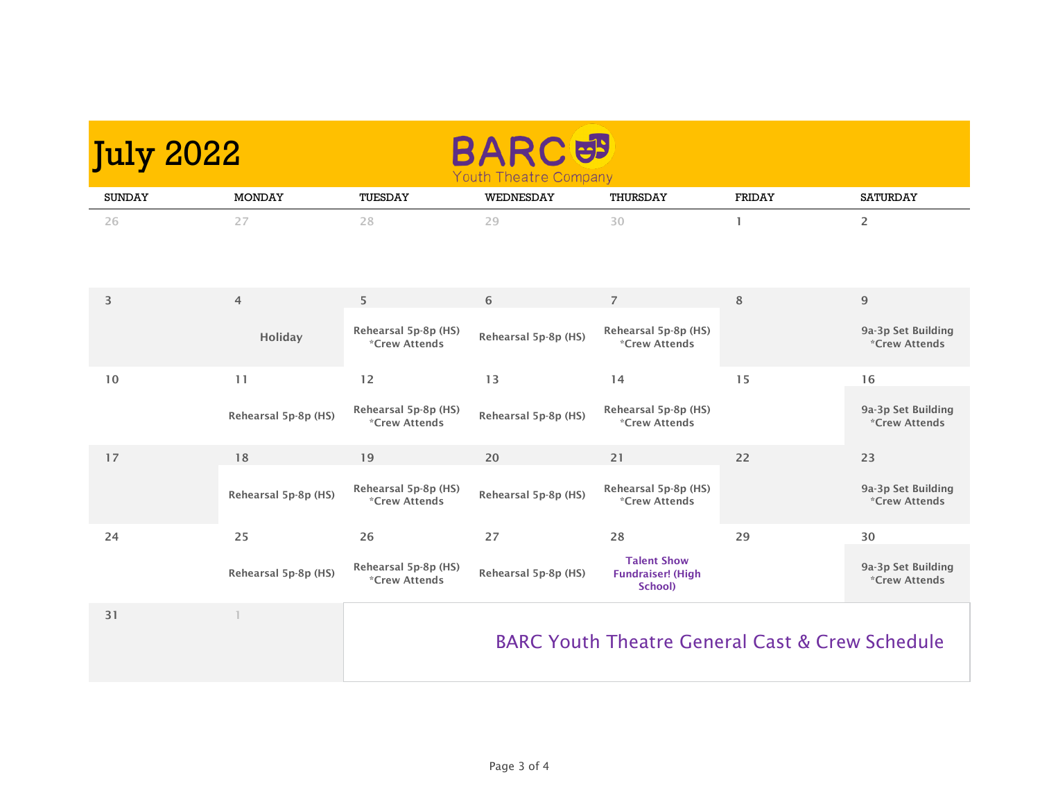# July 2022

BARC Youth Theatre Company

| SUNDAY | MONDAY | TUESDAY | WEDNESDAY | THURSDAY | FRIDAY | SATURDAY |
|---|---|---|---|---|---|---|
| 26 | 27 | 28 | 29 | 30 | 1 | 2 |
| 3 | 4<br>Holiday | 5<br>Rehearsal 5p-8p (HS)<br>*Crew Attends | 6<br>Rehearsal 5p-8p (HS) | 7<br>Rehearsal 5p-8p (HS)<br>*Crew Attends | 8 | 9<br>9a-3p Set Building<br>*Crew Attends |
| 10 | 11<br>Rehearsal 5p-8p (HS) | 12<br>Rehearsal 5p-8p (HS)<br>*Crew Attends | 13<br>Rehearsal 5p-8p (HS) | 14<br>Rehearsal 5p-8p (HS)<br>*Crew Attends | 15 | 16<br>9a-3p Set Building<br>*Crew Attends |
| 17 | 18<br>Rehearsal 5p-8p (HS) | 19<br>Rehearsal 5p-8p (HS)<br>*Crew Attends | 20<br>Rehearsal 5p-8p (HS) | 21<br>Rehearsal 5p-8p (HS)<br>*Crew Attends | 22 | 23<br>9a-3p Set Building<br>*Crew Attends |
| 24 | 25<br>Rehearsal 5p-8p (HS) | 26<br>Rehearsal 5p-8p (HS)<br>*Crew Attends | 27<br>Rehearsal 5p-8p (HS) | 28<br>**Talent Show Fundraiser! (High School)** | 29 | 30<br>9a-3p Set Building<br>*Crew Attends |
| 31 | 1 | | | | | |

BARC Youth Theatre General Cast & Crew Schedule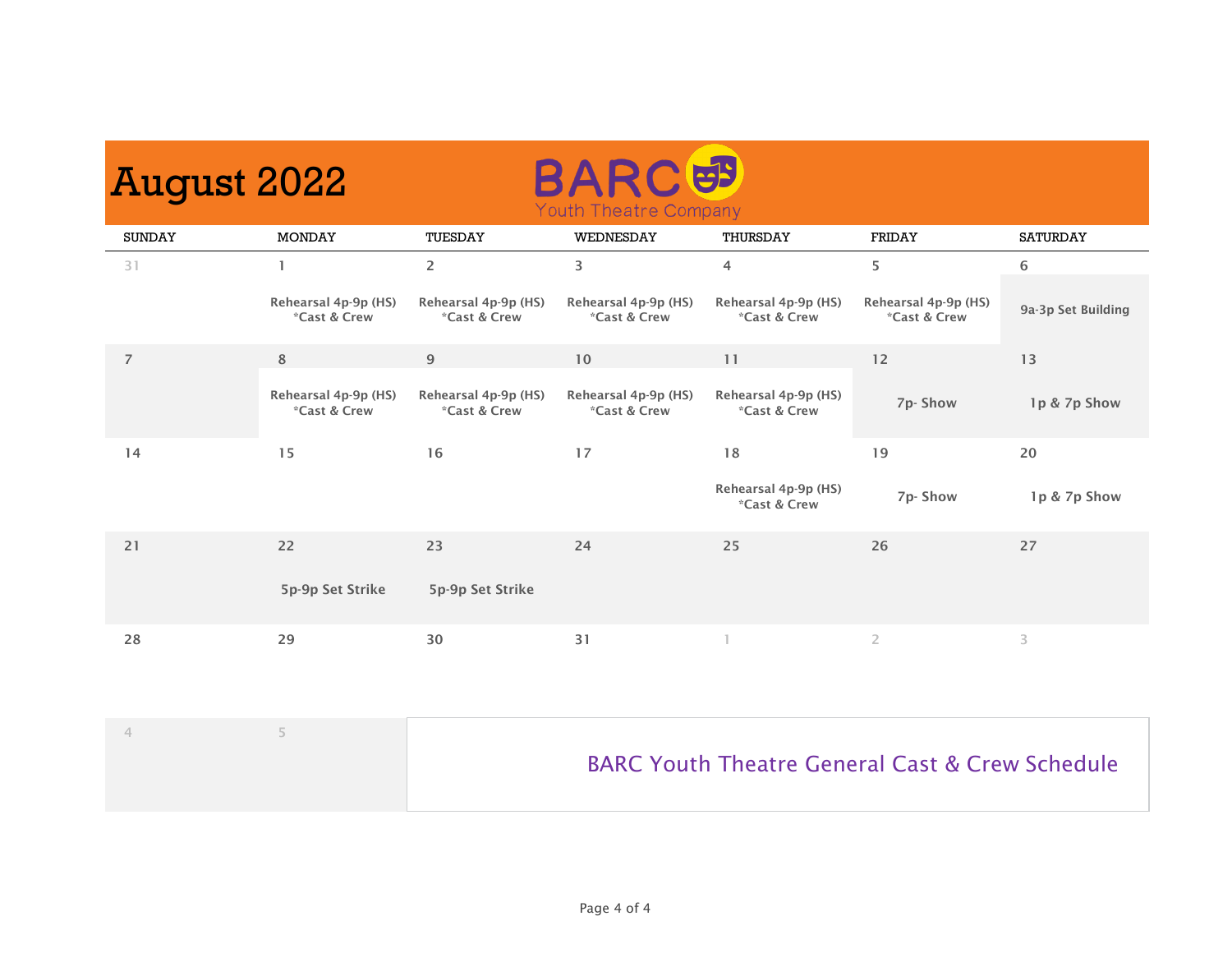# August 2022

BARC Youth Theatre Company

| SUNDAY | MONDAY | TUESDAY | WEDNESDAY | THURSDAY | FRIDAY | SATURDAY |
|---|---|---|---|---|---|---|
| 31 | 1<br>Rehearsal 4p-9p (HS) *Cast & Crew | 2<br>Rehearsal 4p-9p (HS) *Cast & Crew | 3<br>Rehearsal 4p-9p (HS) *Cast & Crew | 4<br>Rehearsal 4p-9p (HS) *Cast & Crew | 5<br>Rehearsal 4p-9p (HS) *Cast & Crew | 6<br>9a-3p Set Building |
| 7 | 8<br>Rehearsal 4p-9p (HS) *Cast & Crew | 9<br>Rehearsal 4p-9p (HS) *Cast & Crew | 10<br>Rehearsal 4p-9p (HS) *Cast & Crew | 11<br>Rehearsal 4p-9p (HS) *Cast & Crew | 12<br>7p- Show | 13<br>1p & 7p Show |
| 14 | 15 | 16 | 17 | 18<br>Rehearsal 4p-9p (HS) *Cast & Crew | 19<br>7p- Show | 20<br>1p & 7p Show |
| 21 | 22<br>5p-9p Set Strike | 23<br>5p-9p Set Strike | 24 | 25 | 26 | 27 |
| 28 | 29 | 30 | 31 | 1 | 2 | 3 |
| 4 | 5 | | | | | |

BARC Youth Theatre General Cast & Crew Schedule